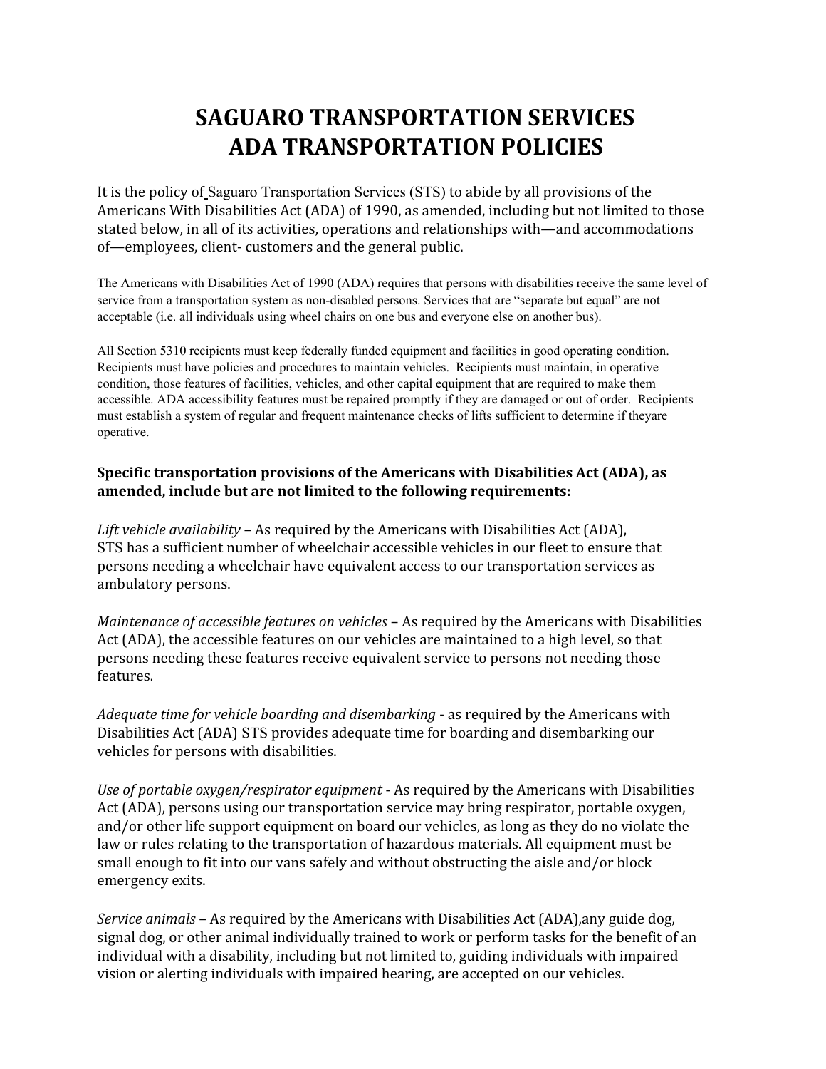# SAGUARO TRANSPORTATION SERVICES
# ADA TRANSPORTATION POLICIES

It is the policy of Saguaro Transportation Services (STS) to abide by all provisions of the Americans With Disabilities Act (ADA) of 1990, as amended, including but not limited to those stated below, in all of its activities, operations and relationships with—and accommodations of—employees, client- customers and the general public.

The Americans with Disabilities Act of 1990 (ADA) requires that persons with disabilities receive the same level of service from a transportation system as non-disabled persons. Services that are "separate but equal" are not acceptable (i.e. all individuals using wheel chairs on one bus and everyone else on another bus).

All Section 5310 recipients must keep federally funded equipment and facilities in good operating condition. Recipients must have policies and procedures to maintain vehicles. Recipients must maintain, in operative condition, those features of facilities, vehicles, and other capital equipment that are required to make them accessible. ADA accessibility features must be repaired promptly if they are damaged or out of order. Recipients must establish a system of regular and frequent maintenance checks of lifts sufficient to determine if theyare operative.

**Specific transportation provisions of the Americans with Disabilities Act (ADA), as amended, include but are not limited to the following requirements:**

*Lift vehicle availability* – As required by the Americans with Disabilities Act (ADA), STS has a sufficient number of wheelchair accessible vehicles in our fleet to ensure that persons needing a wheelchair have equivalent access to our transportation services as ambulatory persons.

*Maintenance of accessible features on vehicles* – As required by the Americans with Disabilities Act (ADA), the accessible features on our vehicles are maintained to a high level, so that persons needing these features receive equivalent service to persons not needing those features.

*Adequate time for vehicle boarding and disembarking* - as required by the Americans with Disabilities Act (ADA) STS provides adequate time for boarding and disembarking our vehicles for persons with disabilities.

*Use of portable oxygen/respirator equipment* - As required by the Americans with Disabilities Act (ADA), persons using our transportation service may bring respirator, portable oxygen, and/or other life support equipment on board our vehicles, as long as they do no violate the law or rules relating to the transportation of hazardous materials. All equipment must be small enough to fit into our vans safely and without obstructing the aisle and/or block emergency exits.

*Service animals* – As required by the Americans with Disabilities Act (ADA),any guide dog, signal dog, or other animal individually trained to work or perform tasks for the benefit of an individual with a disability, including but not limited to, guiding individuals with impaired vision or alerting individuals with impaired hearing, are accepted on our vehicles.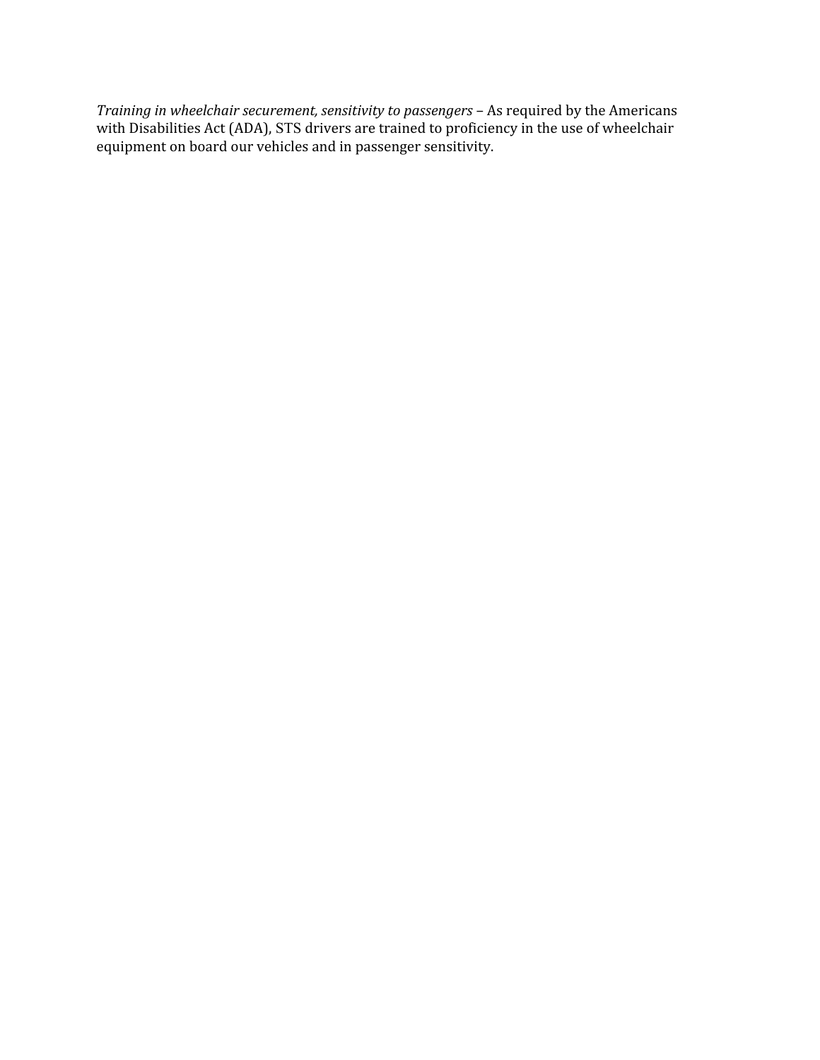*Training in wheelchair securement, sensitivity to passengers* – As required by the Americans with Disabilities Act (ADA), STS drivers are trained to proficiency in the use of wheelchair equipment on board our vehicles and in passenger sensitivity.